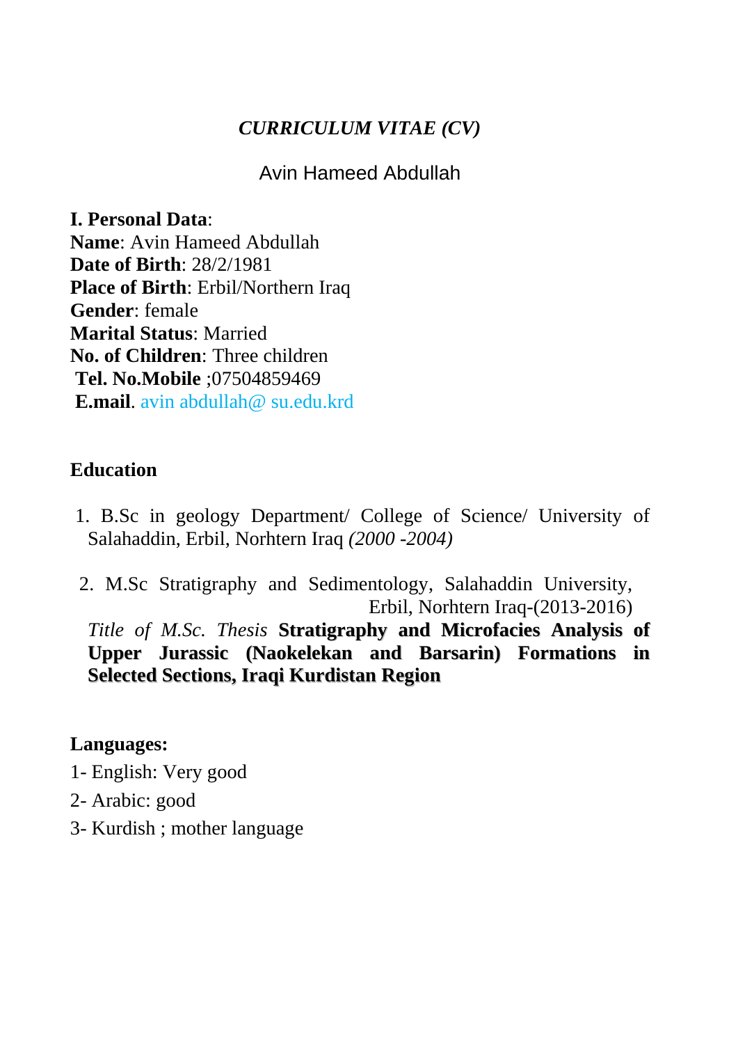# *CURRICULUM VITAE (CV)*

Avin Hameed Abdullah

**I. Personal Data**:
**Name**: Avin Hameed Abdullah
**Date of Birth**: 28/2/1981
**Place of Birth**: Erbil/Northern Iraq
**Gender**: female
**Marital Status**: Married
**No. of Children**: Three children
**Tel. No.Mobile** ;07504859469
**E.mail**. avin abdullah@ su.edu.krd

## Education

1. B.Sc in geology Department/ College of Science/ University of Salahaddin, Erbil, Norhtern Iraq *(2000 -2004)*
2. M.Sc Stratigraphy and Sedimentology, Salahaddin University, Erbil, Norhtern Iraq-(2013-2016)
   *Title of M.Sc. Thesis* **Stratigraphy and Microfacies Analysis of Upper Jurassic (Naokelekan and Barsarin) Formations in Selected Sections, Iraqi Kurdistan Region**

**Languages:**

1- English: Very good

2- Arabic: good

3- Kurdish ; mother language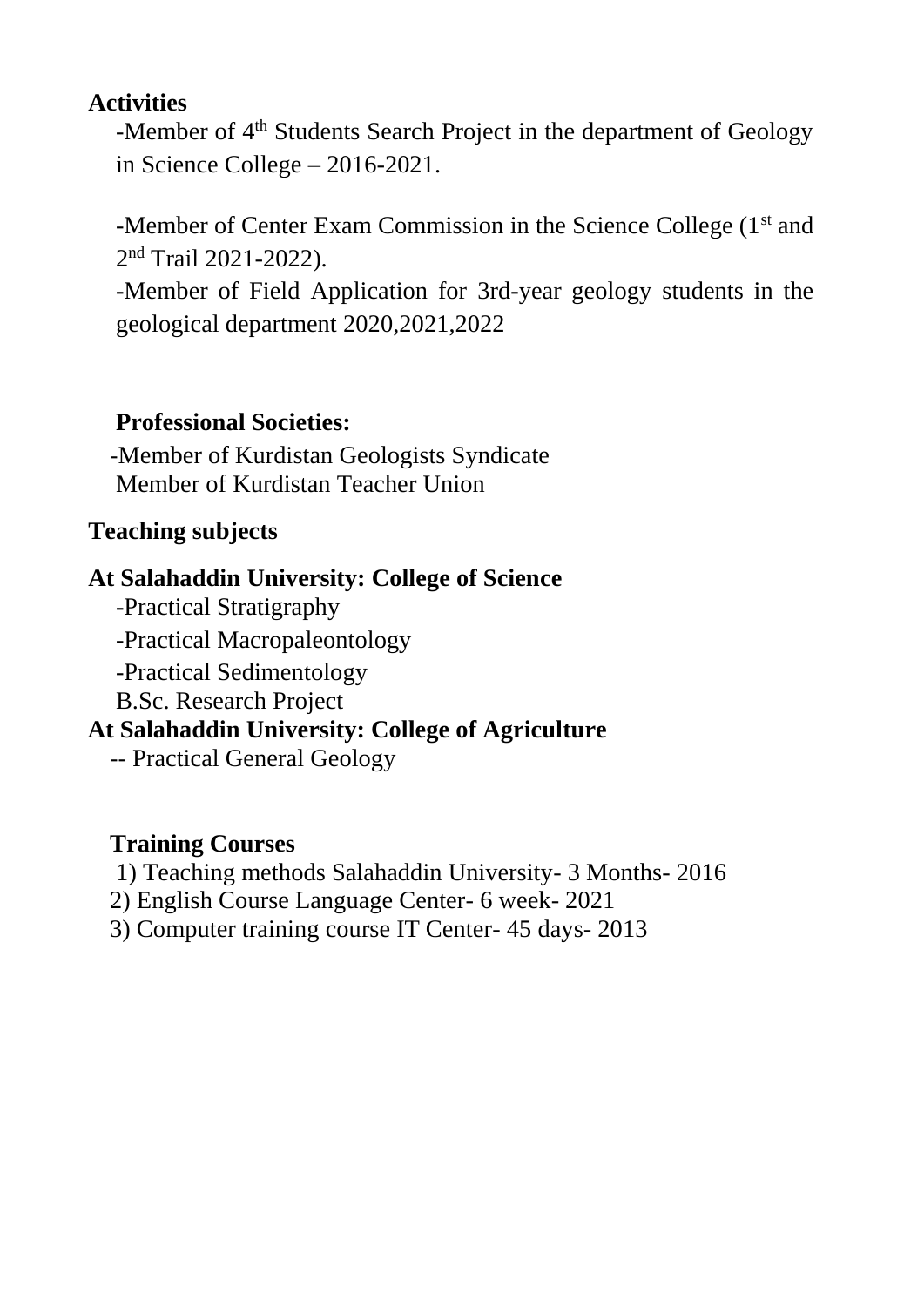**Activities**

-Member of 4th Students Search Project in the department of Geology in Science College – 2016-2021.

-Member of Center Exam Commission in the Science College (1st and 2nd Trail 2021-2022).

-Member of Field Application for 3rd-year geology students in the geological department 2020,2021,2022

**Professional Societies:**

-Member of Kurdistan Geologists Syndicate

Member of Kurdistan Teacher Union

**Teaching subjects**

**At Salahaddin University: College of Science**

-Practical Stratigraphy

-Practical Macropaleontology

-Practical Sedimentology

B.Sc. Research Project

**At Salahaddin University: College of Agriculture**

-- Practical General Geology

**Training Courses**

1) Teaching methods Salahaddin University- 3 Months- 2016
2) English Course Language Center- 6 week- 2021
3) Computer training course IT Center- 45 days- 2013